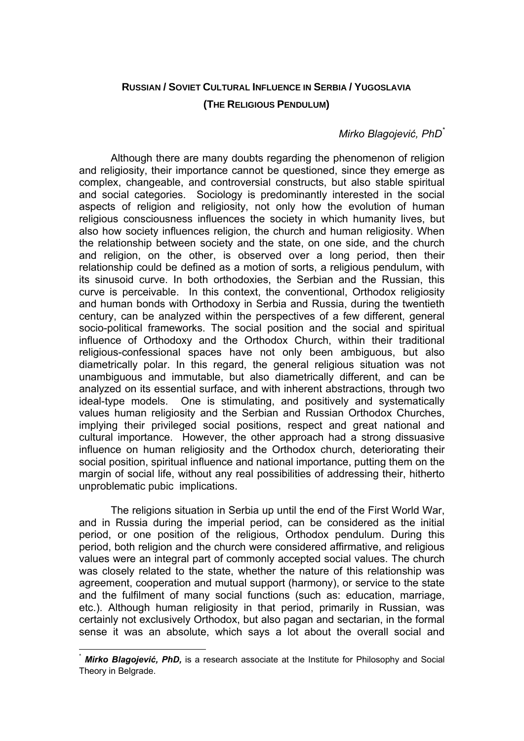# RUSSIAN / SOVIET CULTURAL INFLUENCE IN SERBIA / YUGOSLAVIA
## (THE RELIGIOUS PENDULUM)

*Mirko Blagojević, PhD*[*]

Although there are many doubts regarding the phenomenon of religion and religiosity, their importance cannot be questioned, since they emerge as complex, changeable, and controversial constructs, but also stable spiritual and social categories. Sociology is predominantly interested in the social aspects of religion and religiosity, not only how the evolution of human religious consciousness influences the society in which humanity lives, but also how society influences religion, the church and human religiosity. When the relationship between society and the state, on one side, and the church and religion, on the other, is observed over a long period, then their relationship could be defined as a motion of sorts, a religious pendulum, with its sinusoid curve. In both orthodoxies, the Serbian and the Russian, this curve is perceivable. In this context, the conventional, Orthodox religiosity and human bonds with Orthodoxy in Serbia and Russia, during the twentieth century, can be analyzed within the perspectives of a few different, general socio-political frameworks. The social position and the social and spiritual influence of Orthodoxy and the Orthodox Church, within their traditional religious-confessional spaces have not only been ambiguous, but also diametrically polar. In this regard, the general religious situation was not unambiguous and immutable, but also diametrically different, and can be analyzed on its essential surface, and with inherent abstractions, through two ideal-type models. One is stimulating, and positively and systematically values human religiosity and the Serbian and Russian Orthodox Churches, implying their privileged social positions, respect and great national and cultural importance. However, the other approach had a strong dissuasive influence on human religiosity and the Orthodox church, deteriorating their social position, spiritual influence and national importance, putting them on the margin of social life, without any real possibilities of addressing their, hitherto unproblematic pubic implications.

The religions situation in Serbia up until the end of the First World War, and in Russia during the imperial period, can be considered as the initial period, or one position of the religious, Orthodox pendulum. During this period, both religion and the church were considered affirmative, and religious values were an integral part of commonly accepted social values. The church was closely related to the state, whether the nature of this relationship was agreement, cooperation and mutual support (harmony), or service to the state and the fulfilment of many social functions (such as: education, marriage, etc.). Although human religiosity in that period, primarily in Russian, was certainly not exclusively Orthodox, but also pagan and sectarian, in the formal sense it was an absolute, which says a lot about the overall social and

[*] ***Mirko Blagojević, PhD,*** is a research associate at the Institute for Philosophy and Social Theory in Belgrade.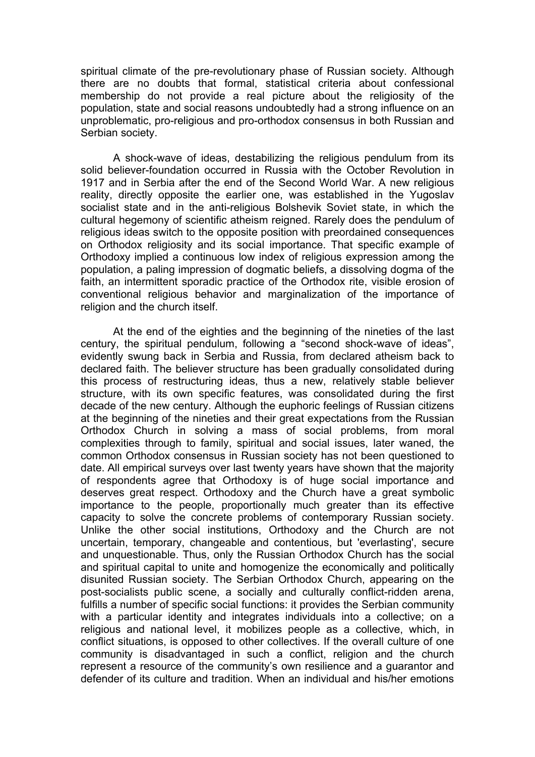spiritual climate of the pre-revolutionary phase of Russian society. Although there are no doubts that formal, statistical criteria about confessional membership do not provide a real picture about the religiosity of the population, state and social reasons undoubtedly had a strong influence on an unproblematic, pro-religious and pro-orthodox consensus in both Russian and Serbian society.

A shock-wave of ideas, destabilizing the religious pendulum from its solid believer-foundation occurred in Russia with the October Revolution in 1917 and in Serbia after the end of the Second World War. A new religious reality, directly opposite the earlier one, was established in the Yugoslav socialist state and in the anti-religious Bolshevik Soviet state, in which the cultural hegemony of scientific atheism reigned. Rarely does the pendulum of religious ideas switch to the opposite position with preordained consequences on Orthodox religiosity and its social importance. That specific example of Orthodoxy implied a continuous low index of religious expression among the population, a paling impression of dogmatic beliefs, a dissolving dogma of the faith, an intermittent sporadic practice of the Orthodox rite, visible erosion of conventional religious behavior and marginalization of the importance of religion and the church itself.

At the end of the eighties and the beginning of the nineties of the last century, the spiritual pendulum, following a "second shock-wave of ideas", evidently swung back in Serbia and Russia, from declared atheism back to declared faith. The believer structure has been gradually consolidated during this process of restructuring ideas, thus a new, relatively stable believer structure, with its own specific features, was consolidated during the first decade of the new century. Although the euphoric feelings of Russian citizens at the beginning of the nineties and their great expectations from the Russian Orthodox Church in solving a mass of social problems, from moral complexities through to family, spiritual and social issues, later waned, the common Orthodox consensus in Russian society has not been questioned to date. All empirical surveys over last twenty years have shown that the majority of respondents agree that Orthodoxy is of huge social importance and deserves great respect. Orthodoxy and the Church have a great symbolic importance to the people, proportionally much greater than its effective capacity to solve the concrete problems of contemporary Russian society. Unlike the other social institutions, Orthodoxy and the Church are not uncertain, temporary, changeable and contentious, but 'everlasting', secure and unquestionable. Thus, only the Russian Orthodox Church has the social and spiritual capital to unite and homogenize the economically and politically disunited Russian society. The Serbian Orthodox Church, appearing on the post-socialists public scene, a socially and culturally conflict-ridden arena, fulfills a number of specific social functions: it provides the Serbian community with a particular identity and integrates individuals into a collective; on a religious and national level, it mobilizes people as a collective, which, in conflict situations, is opposed to other collectives. If the overall culture of one community is disadvantaged in such a conflict, religion and the church represent a resource of the community's own resilience and a guarantor and defender of its culture and tradition. When an individual and his/her emotions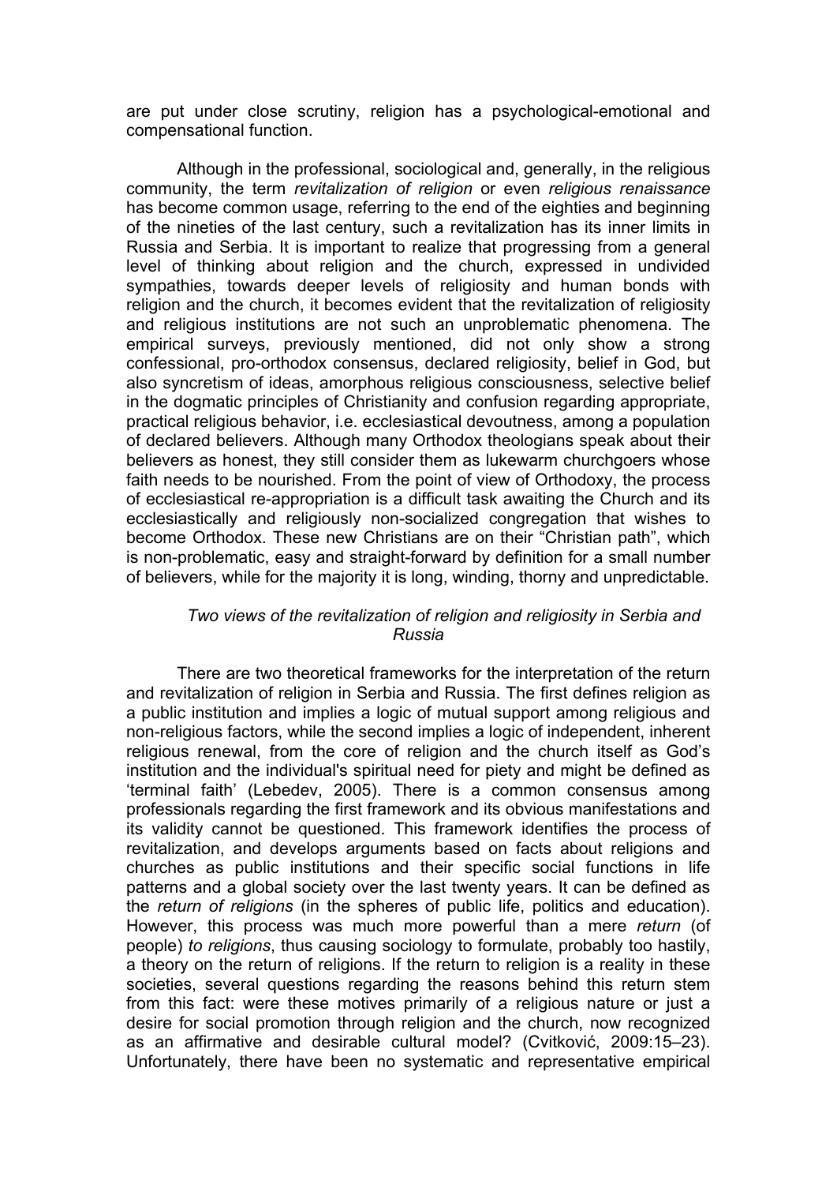are put under close scrutiny, religion has a psychological-emotional and compensational function.

Although in the professional, sociological and, generally, in the religious community, the term *revitalization of religion* or even *religious renaissance* has become common usage, referring to the end of the eighties and beginning of the nineties of the last century, such a revitalization has its inner limits in Russia and Serbia. It is important to realize that progressing from a general level of thinking about religion and the church, expressed in undivided sympathies, towards deeper levels of religiosity and human bonds with religion and the church, it becomes evident that the revitalization of religiosity and religious institutions are not such an unproblematic phenomena. The empirical surveys, previously mentioned, did not only show a strong confessional, pro-orthodox consensus, declared religiosity, belief in God, but also syncretism of ideas, amorphous religious consciousness, selective belief in the dogmatic principles of Christianity and confusion regarding appropriate, practical religious behavior, i.e. ecclesiastical devoutness, among a population of declared believers. Although many Orthodox theologians speak about their believers as honest, they still consider them as lukewarm churchgoers whose faith needs to be nourished. From the point of view of Orthodoxy, the process of ecclesiastical re-appropriation is a difficult task awaiting the Church and its ecclesiastically and religiously non-socialized congregation that wishes to become Orthodox. These new Christians are on their "Christian path", which is non-problematic, easy and straight-forward by definition for a small number of believers, while for the majority it is long, winding, thorny and unpredictable.

### *Two views of the revitalization of religion and religiosity in Serbia and Russia*

There are two theoretical frameworks for the interpretation of the return and revitalization of religion in Serbia and Russia. The first defines religion as a public institution and implies a logic of mutual support among religious and non-religious factors, while the second implies a logic of independent, inherent religious renewal, from the core of religion and the church itself as God's institution and the individual's spiritual need for piety and might be defined as 'terminal faith' (Lebedev, 2005). There is a common consensus among professionals regarding the first framework and its obvious manifestations and its validity cannot be questioned. This framework identifies the process of revitalization, and develops arguments based on facts about religions and churches as public institutions and their specific social functions in life patterns and a global society over the last twenty years. It can be defined as the *return of religions* (in the spheres of public life, politics and education). However, this process was much more powerful than a mere *return* (of people) *to religions*, thus causing sociology to formulate, probably too hastily, a theory on the return of religions. If the return to religion is a reality in these societies, several questions regarding the reasons behind this return stem from this fact: were these motives primarily of a religious nature or just a desire for social promotion through religion and the church, now recognized as an affirmative and desirable cultural model? (Cvitković, 2009:15–23). Unfortunately, there have been no systematic and representative empirical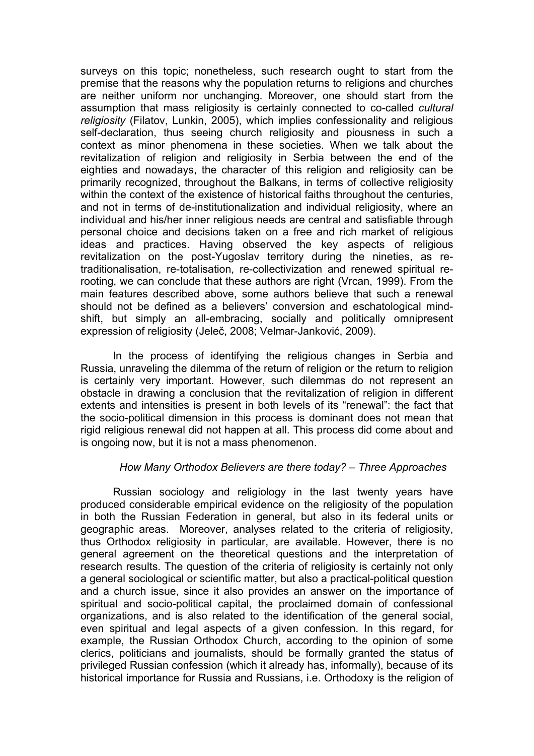surveys on this topic; nonetheless, such research ought to start from the premise that the reasons why the population returns to religions and churches are neither uniform nor unchanging. Moreover, one should start from the assumption that mass religiosity is certainly connected to co-called *cultural religiosity* (Filatov, Lunkin, 2005), which implies confessionality and religious self-declaration, thus seeing church religiosity and piousness in such a context as minor phenomena in these societies. When we talk about the revitalization of religion and religiosity in Serbia between the end of the eighties and nowadays, the character of this religion and religiosity can be primarily recognized, throughout the Balkans, in terms of collective religiosity within the context of the existence of historical faiths throughout the centuries, and not in terms of de-institutionalization and individual religiosity, where an individual and his/her inner religious needs are central and satisfiable through personal choice and decisions taken on a free and rich market of religious ideas and practices. Having observed the key aspects of religious revitalization on the post-Yugoslav territory during the nineties, as re-traditionalisation, re-totalisation, re-collectivization and renewed spiritual re-rooting, we can conclude that these authors are right (Vrcan, 1999). From the main features described above, some authors believe that such a renewal should not be defined as a believers' conversion and eschatological mind-shift, but simply an all-embracing, socially and politically omnipresent expression of religiosity (Jeleč, 2008; Velmar-Janković, 2009).

In the process of identifying the religious changes in Serbia and Russia, unraveling the dilemma of the return of religion or the return to religion is certainly very important. However, such dilemmas do not represent an obstacle in drawing a conclusion that the revitalization of religion in different extents and intensities is present in both levels of its "renewal": the fact that the socio-political dimension in this process is dominant does not mean that rigid religious renewal did not happen at all. This process did come about and is ongoing now, but it is not a mass phenomenon.

### *How Many Orthodox Believers are there today? – Three Approaches*

Russian sociology and religiology in the last twenty years have produced considerable empirical evidence on the religiosity of the population in both the Russian Federation in general, but also in its federal units or geographic areas. Moreover, analyses related to the criteria of religiosity, thus Orthodox religiosity in particular, are available. However, there is no general agreement on the theoretical questions and the interpretation of research results. The question of the criteria of religiosity is certainly not only a general sociological or scientific matter, but also a practical-political question and a church issue, since it also provides an answer on the importance of spiritual and socio-political capital, the proclaimed domain of confessional organizations, and is also related to the identification of the general social, even spiritual and legal aspects of a given confession. In this regard, for example, the Russian Orthodox Church, according to the opinion of some clerics, politicians and journalists, should be formally granted the status of privileged Russian confession (which it already has, informally), because of its historical importance for Russia and Russians, i.e. Orthodoxy is the religion of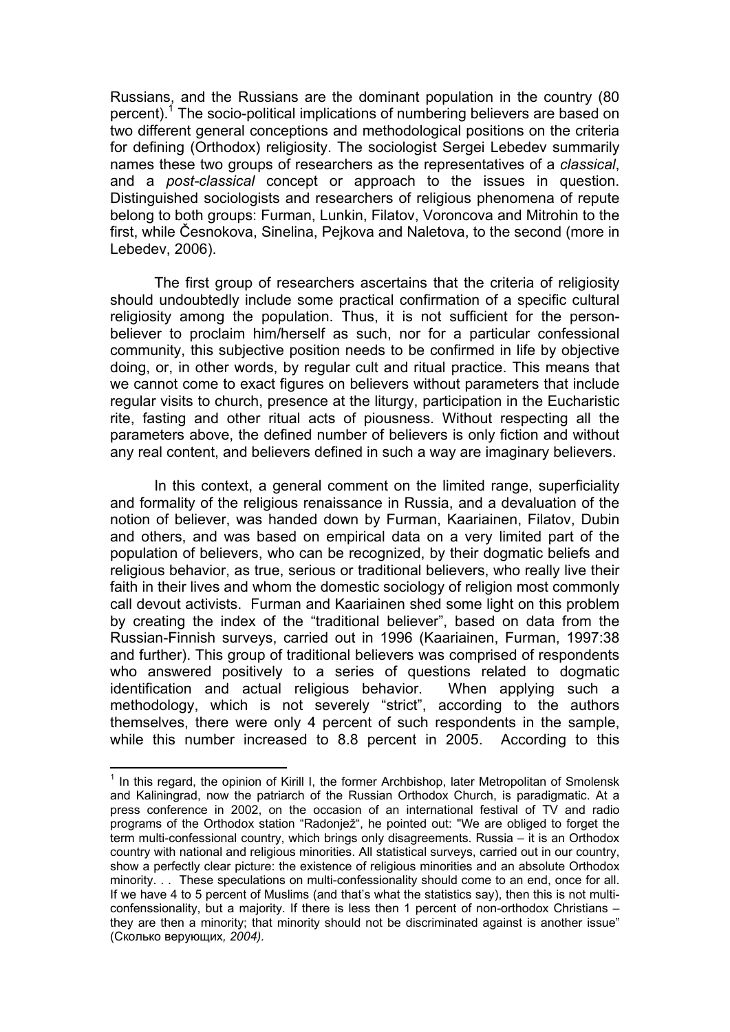Russians, and the Russians are the dominant population in the country (80 percent).[1] The socio-political implications of numbering believers are based on two different general conceptions and methodological positions on the criteria for defining (Orthodox) religiosity. The sociologist Sergei Lebedev summarily names these two groups of researchers as the representatives of a *classical*, and a *post-classical* concept or approach to the issues in question. Distinguished sociologists and researchers of religious phenomena of repute belong to both groups: Furman, Lunkin, Filatov, Voroncova and Mitrohin to the first, while Česnokova, Sinelina, Pejkova and Naletova, to the second (more in Lebedev, 2006).

The first group of researchers ascertains that the criteria of religiosity should undoubtedly include some practical confirmation of a specific cultural religiosity among the population. Thus, it is not sufficient for the person-believer to proclaim him/herself as such, nor for a particular confessional community, this subjective position needs to be confirmed in life by objective doing, or, in other words, by regular cult and ritual practice. This means that we cannot come to exact figures on believers without parameters that include regular visits to church, presence at the liturgy, participation in the Eucharistic rite, fasting and other ritual acts of piousness. Without respecting all the parameters above, the defined number of believers is only fiction and without any real content, and believers defined in such a way are imaginary believers.

In this context, a general comment on the limited range, superficiality and formality of the religious renaissance in Russia, and a devaluation of the notion of believer, was handed down by Furman, Kaariainen, Filatov, Dubin and others, and was based on empirical data on a very limited part of the population of believers, who can be recognized, by their dogmatic beliefs and religious behavior, as true, serious or traditional believers, who really live their faith in their lives and whom the domestic sociology of religion most commonly call devout activists. Furman and Kaariainen shed some light on this problem by creating the index of the "traditional believer", based on data from the Russian-Finnish surveys, carried out in 1996 (Kaariainen, Furman, 1997:38 and further). This group of traditional believers was comprised of respondents who answered positively to a series of questions related to dogmatic identification and actual religious behavior. When applying such a methodology, which is not severely "strict", according to the authors themselves, there were only 4 percent of such respondents in the sample, while this number increased to 8.8 percent in 2005. According to this

---

[1] In this regard, the opinion of Kirill I, the former Archbishop, later Metropolitan of Smolensk and Kaliningrad, now the patriarch of the Russian Orthodox Church, is paradigmatic. At a press conference in 2002, on the occasion of an international festival of TV and radio programs of the Orthodox station "Radonjež", he pointed out: "We are obliged to forget the term multi-confessional country, which brings only disagreements. Russia – it is an Orthodox country with national and religious minorities. All statistical surveys, carried out in our country, show a perfectly clear picture: the existence of religious minorities and an absolute Orthodox minority. . . These speculations on multi-confessionality should come to an end, once for all. If we have 4 to 5 percent of Muslims (and that's what the statistics say), then this is not multi-confenssionality, but a majority. If there is less then 1 percent of non-orthodox Christians – they are then a minority; that minority should not be discriminated against is another issue" (Сколько верующих*, 2004).*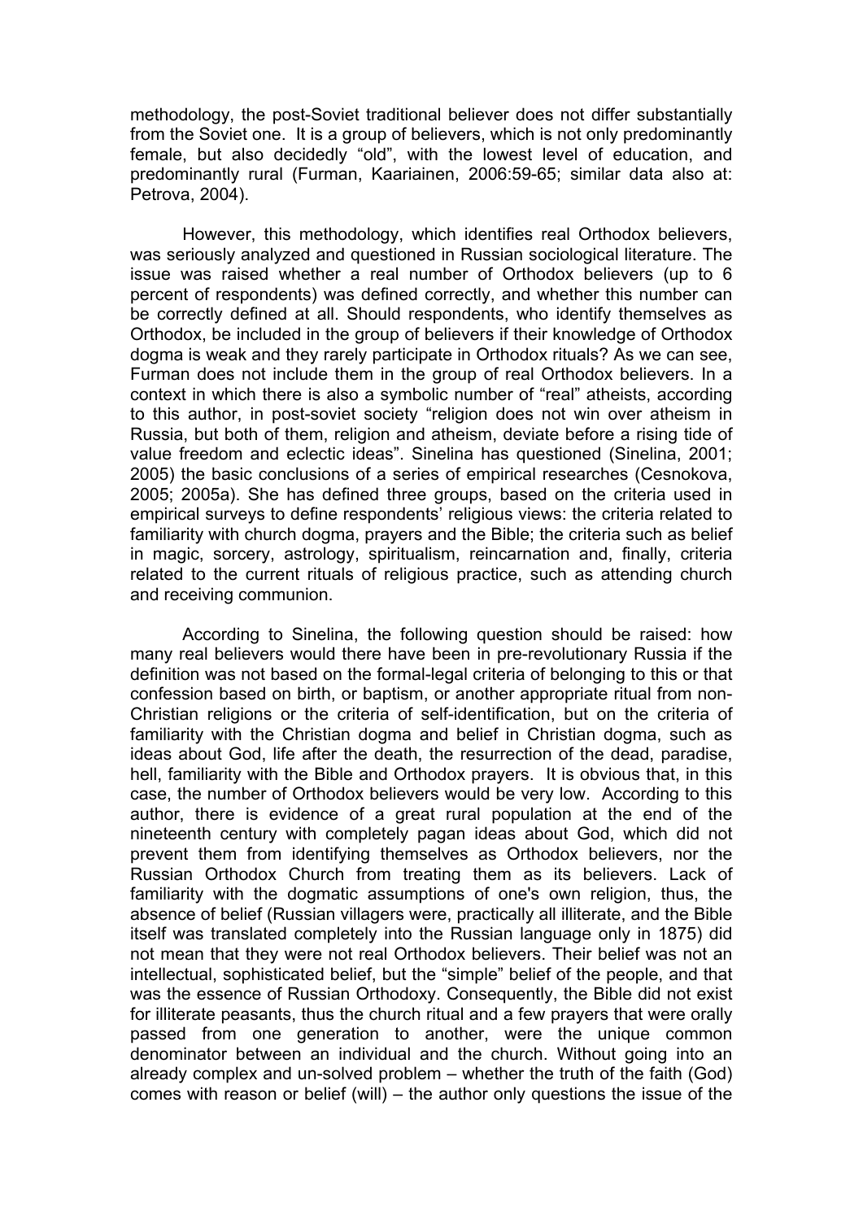methodology, the post-Soviet traditional believer does not differ substantially from the Soviet one. It is a group of believers, which is not only predominantly female, but also decidedly "old", with the lowest level of education, and predominantly rural (Furman, Kaariainen, 2006:59-65; similar data also at: Petrova, 2004).

However, this methodology, which identifies real Orthodox believers, was seriously analyzed and questioned in Russian sociological literature. The issue was raised whether a real number of Orthodox believers (up to 6 percent of respondents) was defined correctly, and whether this number can be correctly defined at all. Should respondents, who identify themselves as Orthodox, be included in the group of believers if their knowledge of Orthodox dogma is weak and they rarely participate in Orthodox rituals? As we can see, Furman does not include them in the group of real Orthodox believers. In a context in which there is also a symbolic number of "real" atheists, according to this author, in post-soviet society "religion does not win over atheism in Russia, but both of them, religion and atheism, deviate before a rising tide of value freedom and eclectic ideas". Sinelina has questioned (Sinelina, 2001; 2005) the basic conclusions of a series of empirical researches (Cesnokova, 2005; 2005a). She has defined three groups, based on the criteria used in empirical surveys to define respondents' religious views: the criteria related to familiarity with church dogma, prayers and the Bible; the criteria such as belief in magic, sorcery, astrology, spiritualism, reincarnation and, finally, criteria related to the current rituals of religious practice, such as attending church and receiving communion.

According to Sinelina, the following question should be raised: how many real believers would there have been in pre-revolutionary Russia if the definition was not based on the formal-legal criteria of belonging to this or that confession based on birth, or baptism, or another appropriate ritual from non-Christian religions or the criteria of self-identification, but on the criteria of familiarity with the Christian dogma and belief in Christian dogma, such as ideas about God, life after the death, the resurrection of the dead, paradise, hell, familiarity with the Bible and Orthodox prayers. It is obvious that, in this case, the number of Orthodox believers would be very low. According to this author, there is evidence of a great rural population at the end of the nineteenth century with completely pagan ideas about God, which did not prevent them from identifying themselves as Orthodox believers, nor the Russian Orthodox Church from treating them as its believers. Lack of familiarity with the dogmatic assumptions of one's own religion, thus, the absence of belief (Russian villagers were, practically all illiterate, and the Bible itself was translated completely into the Russian language only in 1875) did not mean that they were not real Orthodox believers. Their belief was not an intellectual, sophisticated belief, but the "simple" belief of the people, and that was the essence of Russian Orthodoxy. Consequently, the Bible did not exist for illiterate peasants, thus the church ritual and a few prayers that were orally passed from one generation to another, were the unique common denominator between an individual and the church. Without going into an already complex and un-solved problem – whether the truth of the faith (God) comes with reason or belief (will) – the author only questions the issue of the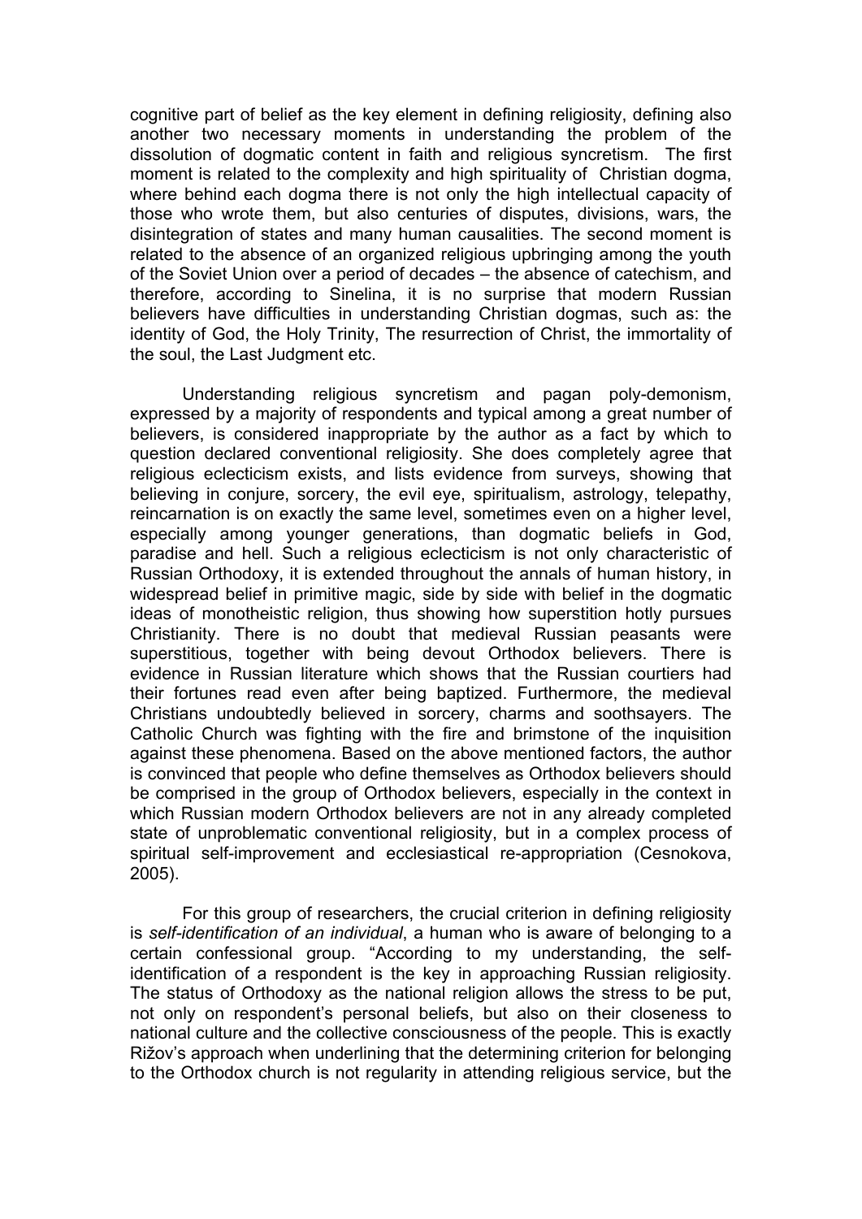cognitive part of belief as the key element in defining religiosity, defining also another two necessary moments in understanding the problem of the dissolution of dogmatic content in faith and religious syncretism. The first moment is related to the complexity and high spirituality of Christian dogma, where behind each dogma there is not only the high intellectual capacity of those who wrote them, but also centuries of disputes, divisions, wars, the disintegration of states and many human causalities. The second moment is related to the absence of an organized religious upbringing among the youth of the Soviet Union over a period of decades – the absence of catechism, and therefore, according to Sinelina, it is no surprise that modern Russian believers have difficulties in understanding Christian dogmas, such as: the identity of God, the Holy Trinity, The resurrection of Christ, the immortality of the soul, the Last Judgment etc.

Understanding religious syncretism and pagan poly-demonism, expressed by a majority of respondents and typical among a great number of believers, is considered inappropriate by the author as a fact by which to question declared conventional religiosity. She does completely agree that religious eclecticism exists, and lists evidence from surveys, showing that believing in conjure, sorcery, the evil eye, spiritualism, astrology, telepathy, reincarnation is on exactly the same level, sometimes even on a higher level, especially among younger generations, than dogmatic beliefs in God, paradise and hell. Such a religious eclecticism is not only characteristic of Russian Orthodoxy, it is extended throughout the annals of human history, in widespread belief in primitive magic, side by side with belief in the dogmatic ideas of monotheistic religion, thus showing how superstition hotly pursues Christianity. There is no doubt that medieval Russian peasants were superstitious, together with being devout Orthodox believers. There is evidence in Russian literature which shows that the Russian courtiers had their fortunes read even after being baptized. Furthermore, the medieval Christians undoubtedly believed in sorcery, charms and soothsayers. The Catholic Church was fighting with the fire and brimstone of the inquisition against these phenomena. Based on the above mentioned factors, the author is convinced that people who define themselves as Orthodox believers should be comprised in the group of Orthodox believers, especially in the context in which Russian modern Orthodox believers are not in any already completed state of unproblematic conventional religiosity, but in a complex process of spiritual self-improvement and ecclesiastical re-appropriation (Cesnokova, 2005).

For this group of researchers, the crucial criterion in defining religiosity is *self-identification of an individual*, a human who is aware of belonging to a certain confessional group. "According to my understanding, the self-identification of a respondent is the key in approaching Russian religiosity. The status of Orthodoxy as the national religion allows the stress to be put, not only on respondent's personal beliefs, but also on their closeness to national culture and the collective consciousness of the people. This is exactly Rižov's approach when underlining that the determining criterion for belonging to the Orthodox church is not regularity in attending religious service, but the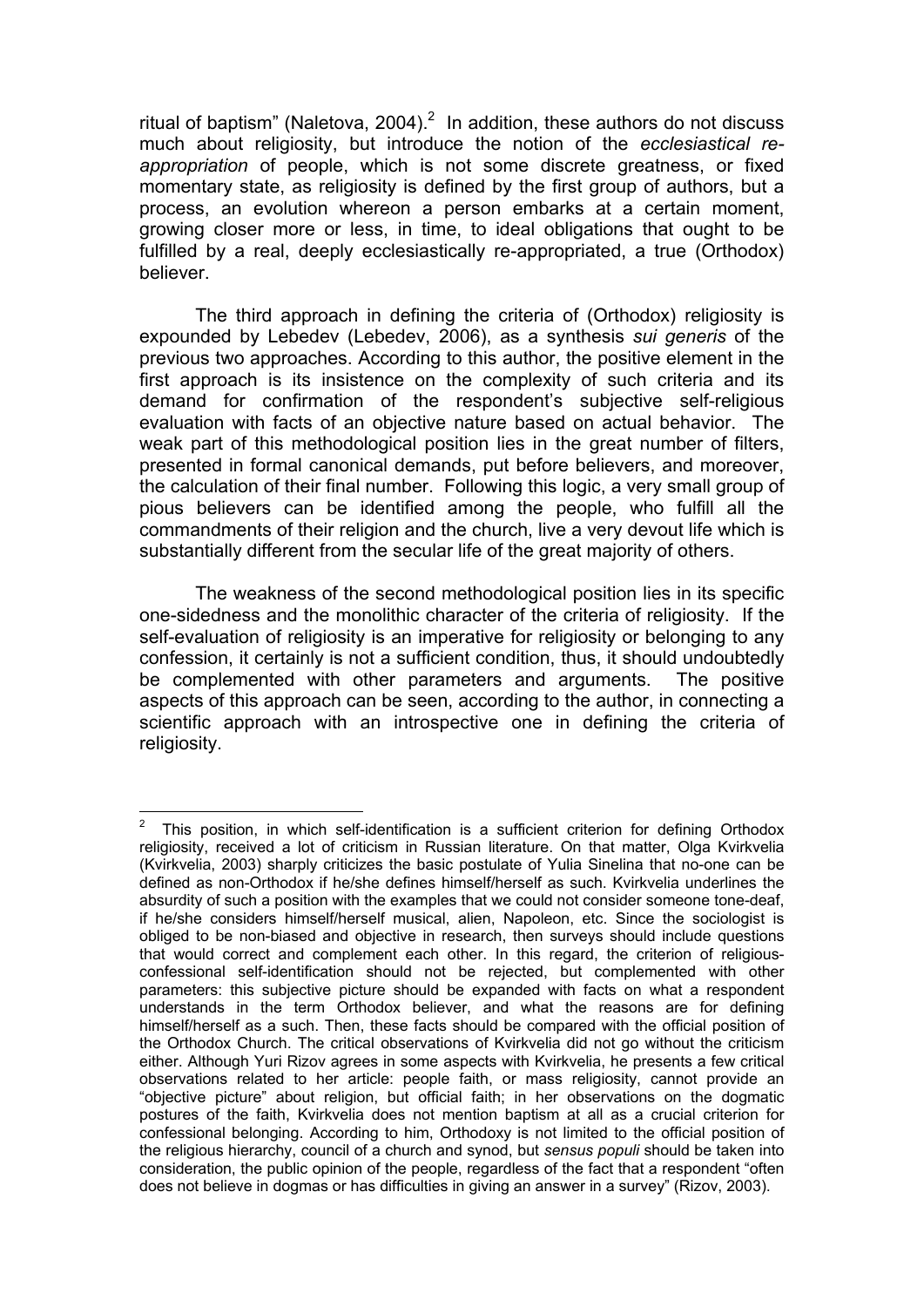ritual of baptism" (Naletova, 2004).[2] In addition, these authors do not discuss much about religiosity, but introduce the notion of the *ecclesiastical re-appropriation* of people, which is not some discrete greatness, or fixed momentary state, as religiosity is defined by the first group of authors, but a process, an evolution whereon a person embarks at a certain moment, growing closer more or less, in time, to ideal obligations that ought to be fulfilled by a real, deeply ecclesiastically re-appropriated, a true (Orthodox) believer.

The third approach in defining the criteria of (Orthodox) religiosity is expounded by Lebedev (Lebedev, 2006), as a synthesis *sui generis* of the previous two approaches. According to this author, the positive element in the first approach is its insistence on the complexity of such criteria and its demand for confirmation of the respondent's subjective self-religious evaluation with facts of an objective nature based on actual behavior. The weak part of this methodological position lies in the great number of filters, presented in formal canonical demands, put before believers, and moreover, the calculation of their final number. Following this logic, a very small group of pious believers can be identified among the people, who fulfill all the commandments of their religion and the church, live a very devout life which is substantially different from the secular life of the great majority of others.

The weakness of the second methodological position lies in its specific one-sidedness and the monolithic character of the criteria of religiosity. If the self-evaluation of religiosity is an imperative for religiosity or belonging to any confession, it certainly is not a sufficient condition, thus, it should undoubtedly be complemented with other parameters and arguments. The positive aspects of this approach can be seen, according to the author, in connecting a scientific approach with an introspective one in defining the criteria of religiosity.

---

[2] This position, in which self-identification is a sufficient criterion for defining Orthodox religiosity, received a lot of criticism in Russian literature. On that matter, Olga Kvirkvelia (Kvirkvelia, 2003) sharply criticizes the basic postulate of Yulia Sinelina that no-one can be defined as non-Orthodox if he/she defines himself/herself as such. Kvirkvelia underlines the absurdity of such a position with the examples that we could not consider someone tone-deaf, if he/she considers himself/herself musical, alien, Napoleon, etc. Since the sociologist is obliged to be non-biased and objective in research, then surveys should include questions that would correct and complement each other. In this regard, the criterion of religious-confessional self-identification should not be rejected, but complemented with other parameters: this subjective picture should be expanded with facts on what a respondent understands in the term Orthodox believer, and what the reasons are for defining himself/herself as a such. Then, these facts should be compared with the official position of the Orthodox Church. The critical observations of Kvirkvelia did not go without the criticism either. Although Yuri Rizov agrees in some aspects with Kvirkvelia, he presents a few critical observations related to her article: people faith, or mass religiosity, cannot provide an "objective picture" about religion, but official faith; in her observations on the dogmatic postures of the faith, Kvirkvelia does not mention baptism at all as a crucial criterion for confessional belonging. According to him, Orthodoxy is not limited to the official position of the religious hierarchy, council of a church and synod, but *sensus populi* should be taken into consideration, the public opinion of the people, regardless of the fact that a respondent "often does not believe in dogmas or has difficulties in giving an answer in a survey" (Rizov, 2003).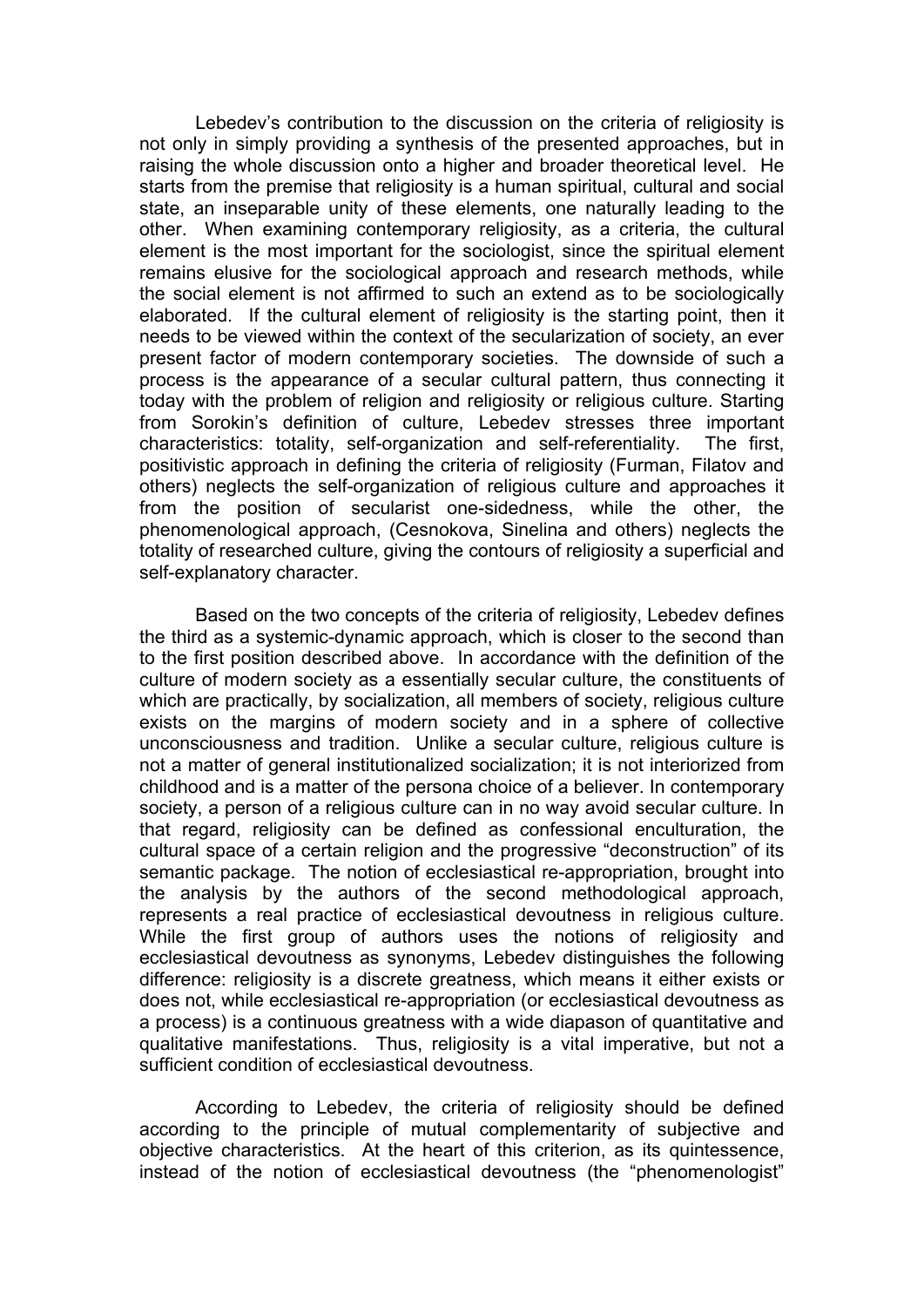Lebedev's contribution to the discussion on the criteria of religiosity is not only in simply providing a synthesis of the presented approaches, but in raising the whole discussion onto a higher and broader theoretical level. He starts from the premise that religiosity is a human spiritual, cultural and social state, an inseparable unity of these elements, one naturally leading to the other. When examining contemporary religiosity, as a criteria, the cultural element is the most important for the sociologist, since the spiritual element remains elusive for the sociological approach and research methods, while the social element is not affirmed to such an extend as to be sociologically elaborated. If the cultural element of religiosity is the starting point, then it needs to be viewed within the context of the secularization of society, an ever present factor of modern contemporary societies. The downside of such a process is the appearance of a secular cultural pattern, thus connecting it today with the problem of religion and religiosity or religious culture. Starting from Sorokin's definition of culture, Lebedev stresses three important characteristics: totality, self-organization and self-referentiality. The first, positivistic approach in defining the criteria of religiosity (Furman, Filatov and others) neglects the self-organization of religious culture and approaches it from the position of secularist one-sidedness, while the other, the phenomenological approach, (Cesnokova, Sinelina and others) neglects the totality of researched culture, giving the contours of religiosity a superficial and self-explanatory character.

Based on the two concepts of the criteria of religiosity, Lebedev defines the third as a systemic-dynamic approach, which is closer to the second than to the first position described above. In accordance with the definition of the culture of modern society as a essentially secular culture, the constituents of which are practically, by socialization, all members of society, religious culture exists on the margins of modern society and in a sphere of collective unconsciousness and tradition. Unlike a secular culture, religious culture is not a matter of general institutionalized socialization; it is not interiorized from childhood and is a matter of the persona choice of a believer. In contemporary society, a person of a religious culture can in no way avoid secular culture. In that regard, religiosity can be defined as confessional enculturation, the cultural space of a certain religion and the progressive "deconstruction" of its semantic package. The notion of ecclesiastical re-appropriation, brought into the analysis by the authors of the second methodological approach, represents a real practice of ecclesiastical devoutness in religious culture. While the first group of authors uses the notions of religiosity and ecclesiastical devoutness as synonyms, Lebedev distinguishes the following difference: religiosity is a discrete greatness, which means it either exists or does not, while ecclesiastical re-appropriation (or ecclesiastical devoutness as a process) is a continuous greatness with a wide diapason of quantitative and qualitative manifestations. Thus, religiosity is a vital imperative, but not a sufficient condition of ecclesiastical devoutness.

According to Lebedev, the criteria of religiosity should be defined according to the principle of mutual complementarity of subjective and objective characteristics. At the heart of this criterion, as its quintessence, instead of the notion of ecclesiastical devoutness (the "phenomenologist"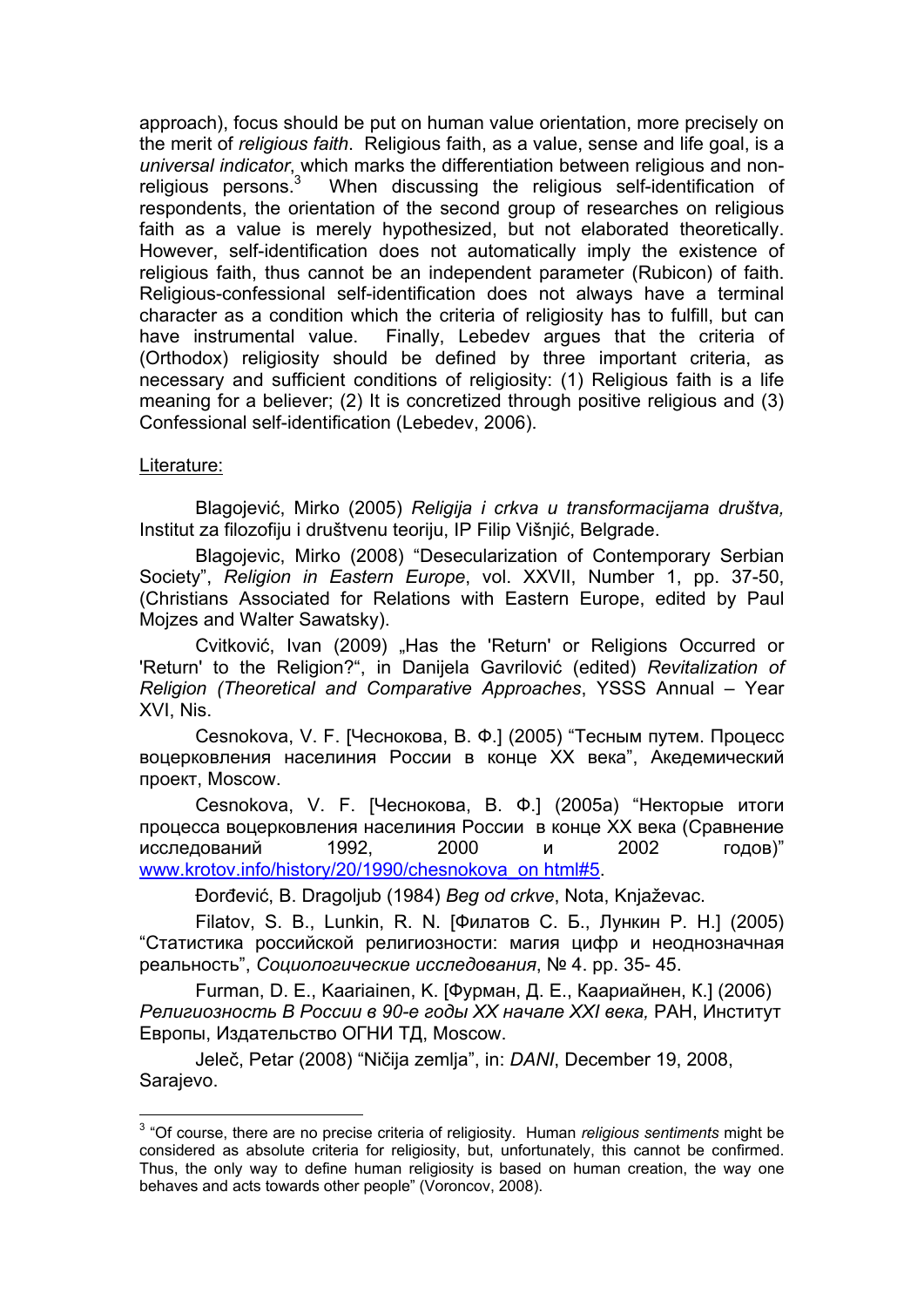approach), focus should be put on human value orientation, more precisely on the merit of *religious faith*. Religious faith, as a value, sense and life goal, is a *universal indicator*, which marks the differentiation between religious and non-religious persons.[3] When discussing the religious self-identification of respondents, the orientation of the second group of researches on religious faith as a value is merely hypothesized, but not elaborated theoretically. However, self-identification does not automatically imply the existence of religious faith, thus cannot be an independent parameter (Rubicon) of faith. Religious-confessional self-identification does not always have a terminal character as a condition which the criteria of religiosity has to fulfill, but can have instrumental value. Finally, Lebedev argues that the criteria of (Orthodox) religiosity should be defined by three important criteria, as necessary and sufficient conditions of religiosity: (1) Religious faith is a life meaning for a believer; (2) It is concretized through positive religious and (3) Confessional self-identification (Lebedev, 2006).

Literature:

Blagojević, Mirko (2005) *Religija i crkva u transformacijama društva,* Institut za filozofiju i društvenu teoriju, IP Filip Višnjić, Belgrade.

Blagojevic, Mirko (2008) "Desecularization of Contemporary Serbian Society", *Religion in Eastern Europe*, vol. XXVII, Number 1, pp. 37-50, (Christians Associated for Relations with Eastern Europe, edited by Paul Mojzes and Walter Sawatsky).

Cvitković, Ivan (2009) „Has the 'Return' or Religions Occurred or 'Return' to the Religion?", in Danijela Gavrilović (edited) *Revitalization of Religion (Theoretical and Comparative Approaches*, YSSS Annual – Year XVI, Nis.

Cesnokova, V. F. [Чеснокова, В. Ф.] (2005) "Тесным путем. Процесс воцерковления населиния России в конце XX века", Акедемический проект, Moscow.

Cesnokova, V. F. [Чеснокова, В. Ф.] (2005a) "Некторые итоги процесса воцерковления населиния России в конце XX века (Сравнение исследований 1992, 2000 и 2002 годов)" www.krotov.info/history/20/1990/chesnokova_on html#5.

Đorđević, B. Dragoljub (1984) *Beg od crkve*, Nota, Knjaževac.

Filatov, S. B., Lunkin, R. N. [Филатов С. Б., Лункин Р. Н.] (2005) "Статистика российской религиозности: магия цифр и неоднозначная реальность", *Социологические исследования*, № 4. pp. 35- 45.

Furman, D. E., Kaariainen, K. [Фурман, Д. Е., Каариайнен, К.] (2006) *Религиозность В России в 90-е годы XX начале XXI века,* РАН, Институт Европы, Издательство ОГНИ ТД, Moscow.

Jeleč, Petar (2008) "Ničija zemlja", in: *DANI*, December 19, 2008, Sarajevo.

---

[3] "Of course, there are no precise criteria of religiosity. Human *religious sentiments* might be considered as absolute criteria for religiosity, but, unfortunately, this cannot be confirmed. Thus, the only way to define human religiosity is based on human creation, the way one behaves and acts towards other people" (Voroncov, 2008).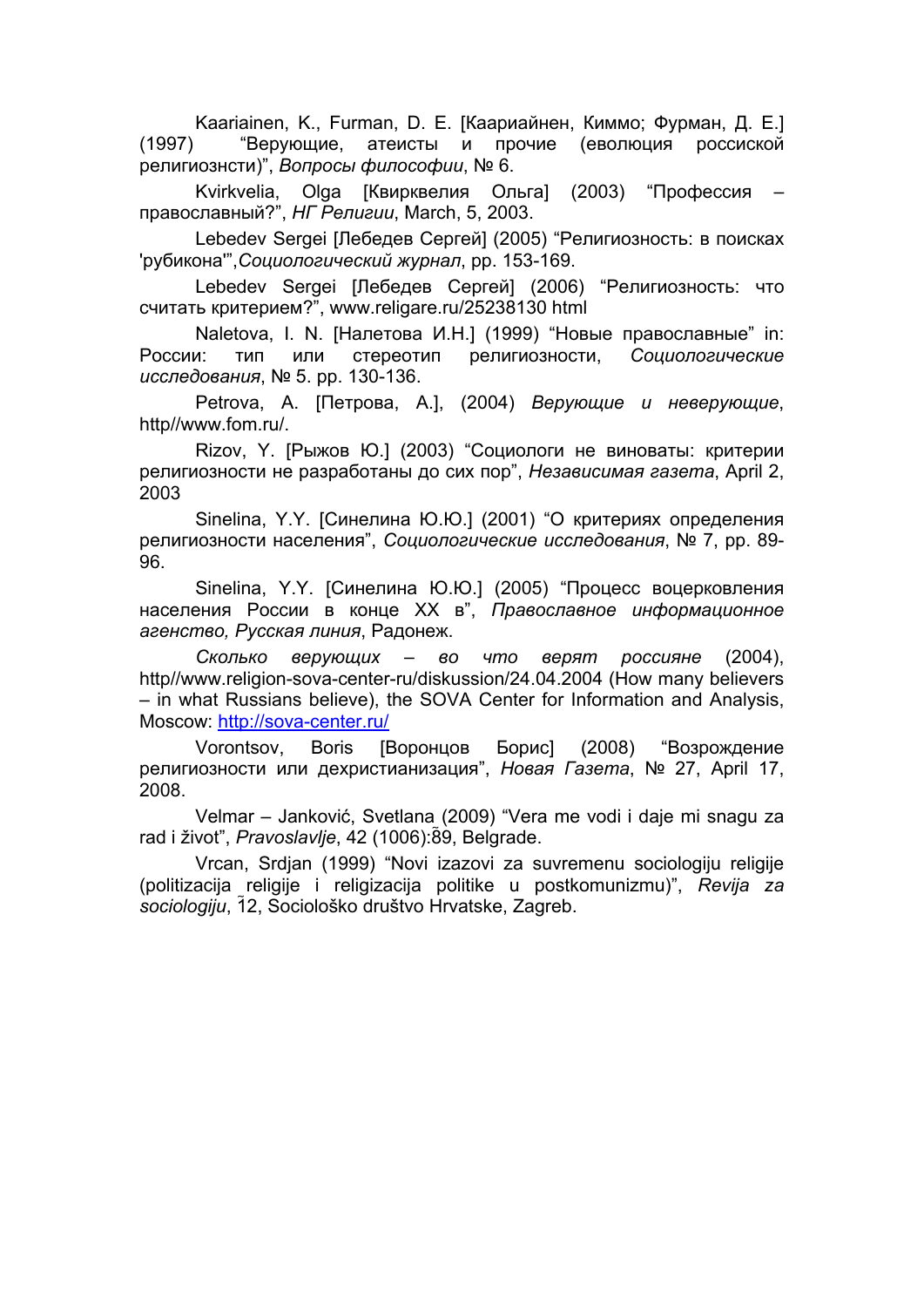Kaariainen, K., Furman, D. E. [Каариайнен, Киммо; Фурман, Д. Е.] (1997) "Верующие, атеисты и прочие (еволюция российской религиознсти)", *Вопросы философии*, № 6.

Kvirkvelia, Olga [Квирквелия Ольга] (2003) "Профессия – православный?", *НГ Религии*, March, 5, 2003.

Lebedev Sergei [Лебедев Сергей] (2005) "Религиозность: в поисках 'рубикона'",*Социологический журнал*, pp. 153-169.

Lebedev Sergei [Лебедев Сергей] (2006) "Религиозность: что считать критерием?", www.religare.ru/25238130 html

Naletova, I. N. [Налетова И.Н.] (1999) "Новые православные" in: России: тип или стереотип религиозности, *Социологические исследования*, № 5. pp. 130-136.

Petrova, A. [Петрова, А.], (2004) *Верующие и неверующие*, http//www.fom.ru/.

Rizov, Y. [Рыжов Ю.] (2003) "Социологи не виноваты: критерии религиозности не разработаны до сих пор", *Независимая газета*, April 2, 2003

Sinelina, Y.Y. [Синелина Ю.Ю.] (2001) "О критериях определения религиозности населения", *Социологические исследования*, № 7, pp. 89-96.

Sinelina, Y.Y. [Синелина Ю.Ю.] (2005) "Процесс воцерковления населения России в конце XX в", *Православное информационное агенство, Русская линия*, Радонеж.

*Сколько верующих – во что верят россияне* (2004), http//www.religion-sova-center-ru/diskussion/24.04.2004 (How many believers – in what Russians believe), the SOVA Center for Information and Analysis, Moscow: http://sova-center.ru/

Vorontsov, Boris [Воронцов Борис] (2008) "Возрождение религиозности или дехристианизация", *Новая Газета*, № 27, April 17, 2008.

Velmar – Janković, Svetlana (2009) "Vera me vodi i daje mi snagu za rad i život", *Pravoslavlje*, 42 (1006):89, Belgrade.

Vrcan, Srdjan (1999) "Novi izazovi za suvremenu sociologiju religije (politizacija religije i religizacija politike u postkomunizmu)", *Revija za sociologiju*, 12, Sociološko društvo Hrvatske, Zagreb.